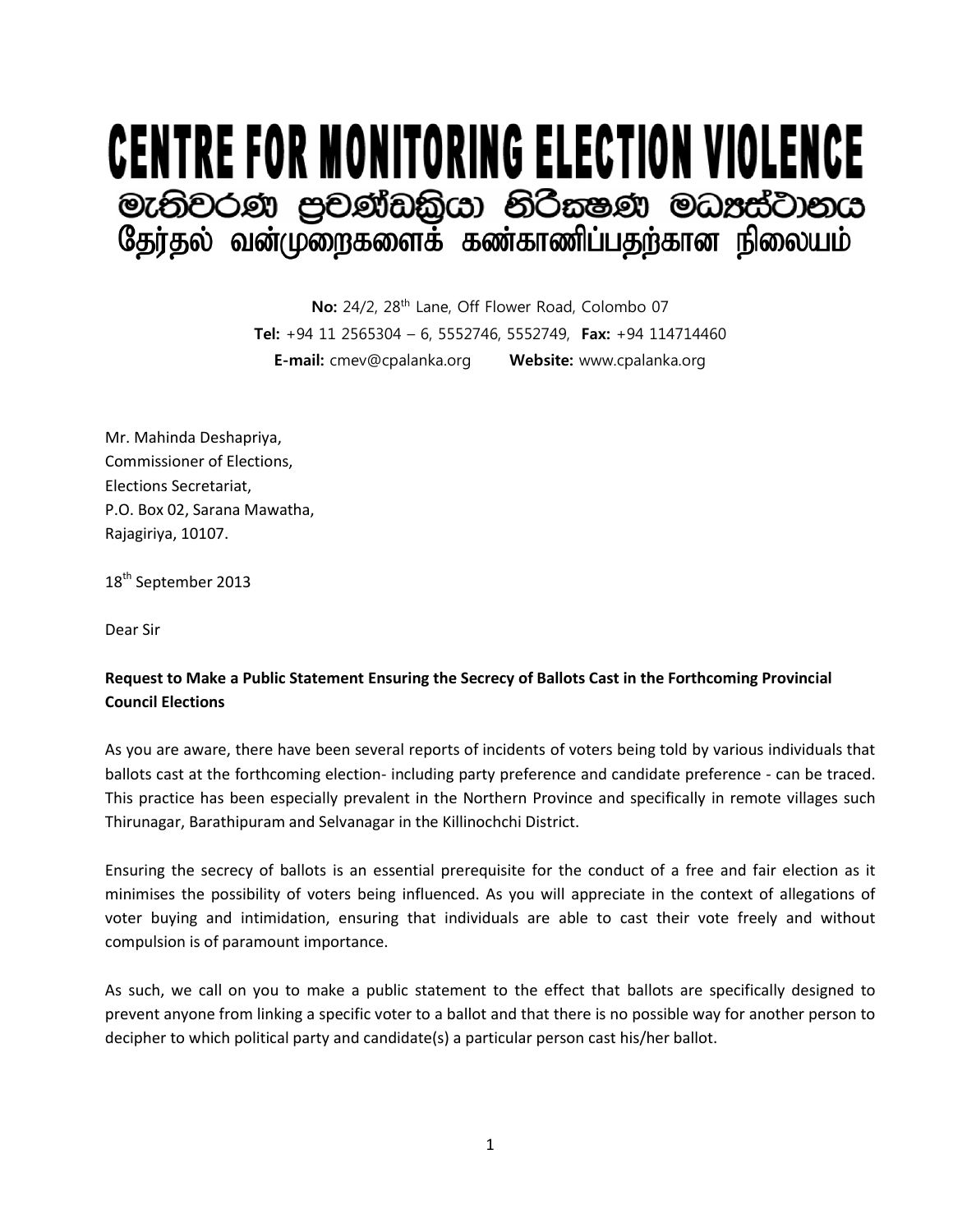# CENTRE FOR MONITORING ELECTION VIOLENCE

මැතිවරණ ප්‍රචණ්ඩක්‍රියා නිරීක්ෂණ මධ්‍යස්ථානය

தேர்தல் வன்முறைகளைக் கண்காணிப்பதற்கான நிலையம்

**No:** 24/2, 28th Lane, Off Flower Road, Colombo 07
**Tel:** +94 11 2565304 – 6, 5552746, 5552749, **Fax:** +94 114714460
**E-mail:** cmev@cpalanka.org **Website:** www.cpalanka.org

Mr. Mahinda Deshapriya,
Commissioner of Elections,
Elections Secretariat,
P.O. Box 02, Sarana Mawatha,
Rajagiriya, 10107.

18th September 2013

Dear Sir

**Request to Make a Public Statement Ensuring the Secrecy of Ballots Cast in the Forthcoming Provincial Council Elections**

As you are aware, there have been several reports of incidents of voters being told by various individuals that ballots cast at the forthcoming election- including party preference and candidate preference - can be traced. This practice has been especially prevalent in the Northern Province and specifically in remote villages such Thirunagar, Barathipuram and Selvanagar in the Killinochchi District.

Ensuring the secrecy of ballots is an essential prerequisite for the conduct of a free and fair election as it minimises the possibility of voters being influenced. As you will appreciate in the context of allegations of voter buying and intimidation, ensuring that individuals are able to cast their vote freely and without compulsion is of paramount importance.

As such, we call on you to make a public statement to the effect that ballots are specifically designed to prevent anyone from linking a specific voter to a ballot and that there is no possible way for another person to decipher to which political party and candidate(s) a particular person cast his/her ballot.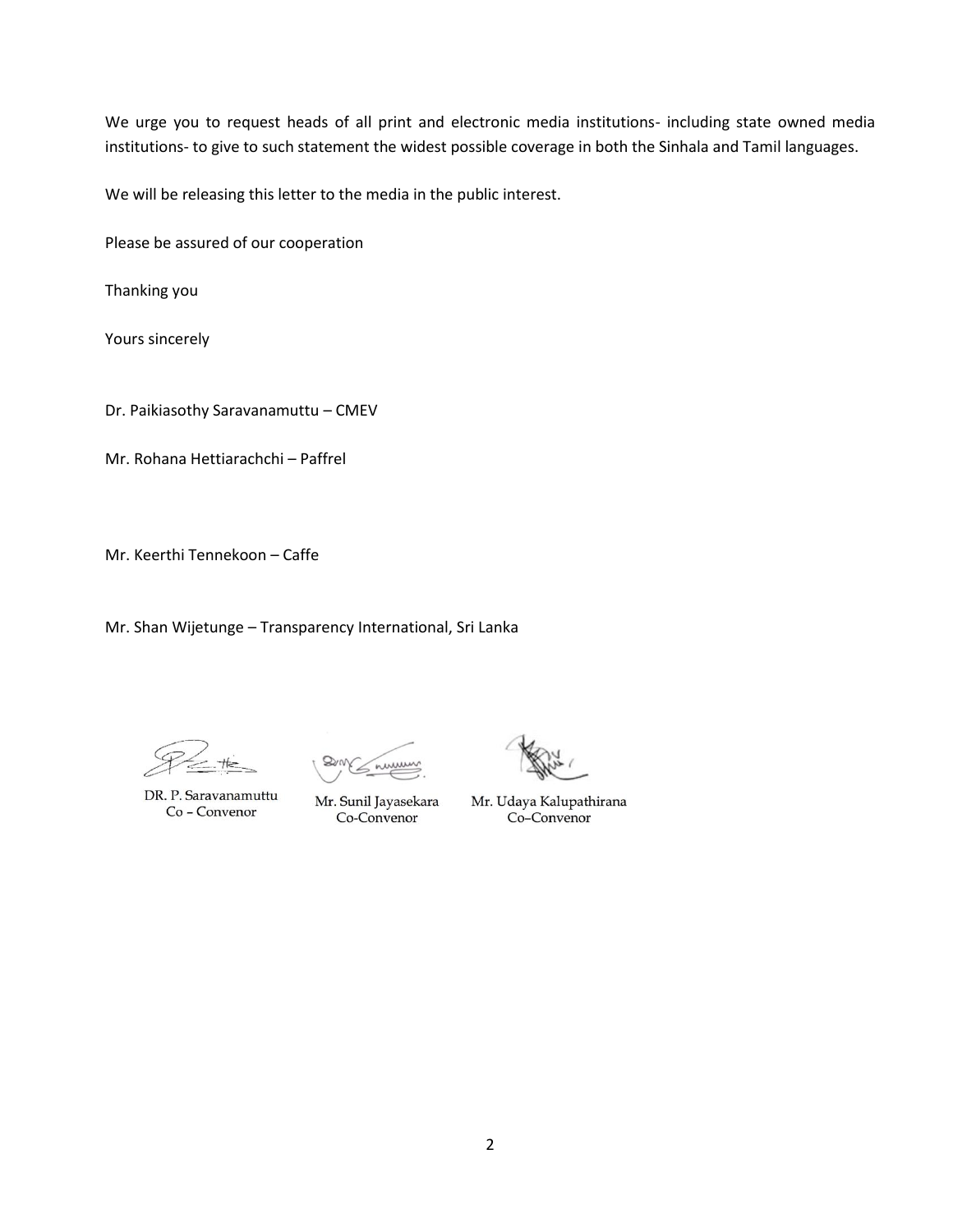We urge you to request heads of all print and electronic media institutions- including state owned media institutions- to give to such statement the widest possible coverage in both the Sinhala and Tamil languages.

We will be releasing this letter to the media in the public interest.

Please be assured of our cooperation

Thanking you

Yours sincerely

Dr. Paikiasothy Saravanamuttu – CMEV

Mr. Rohana Hettiarachchi – Paffrel

Mr. Keerthi Tennekoon – Caffe

Mr. Shan Wijetunge – Transparency International, Sri Lanka

| | | |
|---|---|---|
| DR. P. Saravanamuttu<br>Co - Convenor | Mr. Sunil Jayasekara<br>Co-Convenor | Mr. Udaya Kalupathirana<br>Co–Convenor |